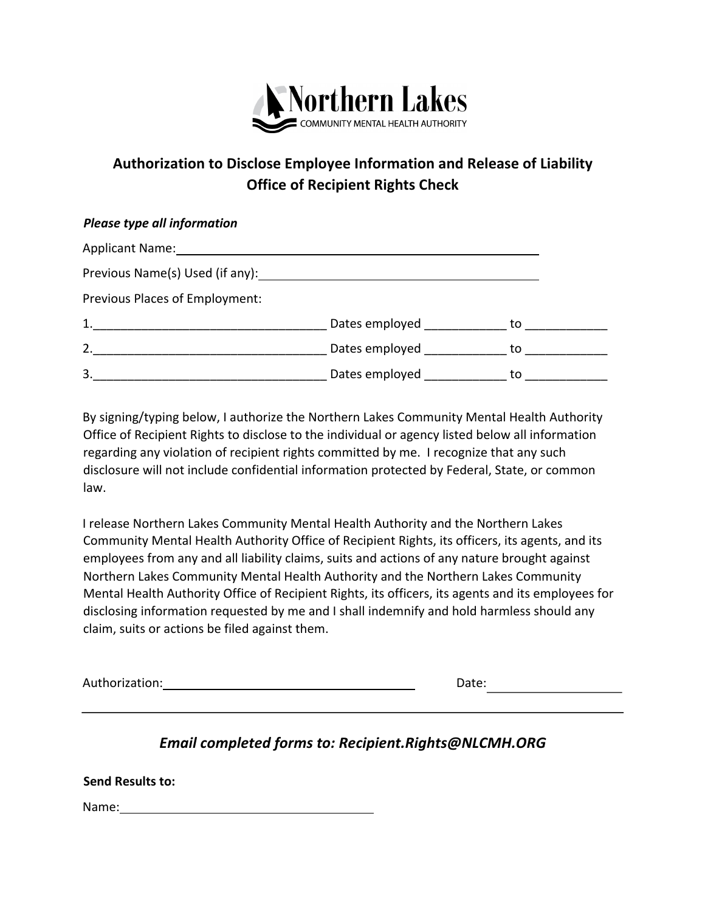Northern Lakes
COMMUNITY MENTAL HEALTH AUTHORITY

## Authorization to Disclose Employee Information and Release of Liability
## Office of Recipient Rights Check

***Please type all information***

Applicant Name: ______________________________________________

Previous Name(s) Used (if any): ________________________________

Previous Places of Employment:

1.__________________________________ Dates employed ____________ to ____________

2.__________________________________ Dates employed ____________ to ____________

3.__________________________________ Dates employed ____________ to ____________

By signing/typing below, I authorize the Northern Lakes Community Mental Health Authority Office of Recipient Rights to disclose to the individual or agency listed below all information regarding any violation of recipient rights committed by me. I recognize that any such disclosure will not include confidential information protected by Federal, State, or common law.

I release Northern Lakes Community Mental Health Authority and the Northern Lakes Community Mental Health Authority Office of Recipient Rights, its officers, its agents, and its employees from any and all liability claims, suits and actions of any nature brought against Northern Lakes Community Mental Health Authority and the Northern Lakes Community Mental Health Authority Office of Recipient Rights, its officers, its agents and its employees for disclosing information requested by me and I shall indemnify and hold harmless should any claim, suits or actions be filed against them.

Authorization: ______________________________ Date: ________________

---

### *Email completed forms to: Recipient.Rights@NLCMH.ORG*

**Send Results to:**

Name: ______________________________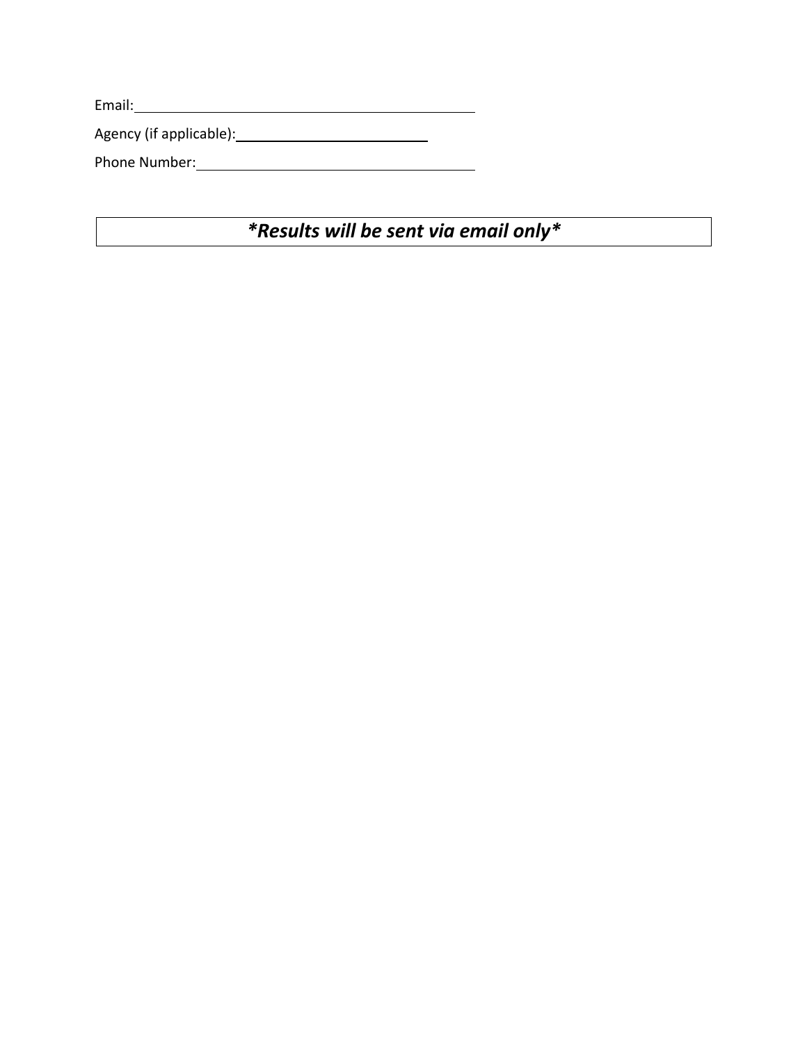Email: ______________________________________________

Agency (if applicable): ___________________________

Phone Number: _____________________________________

***Results will be sent via email only***